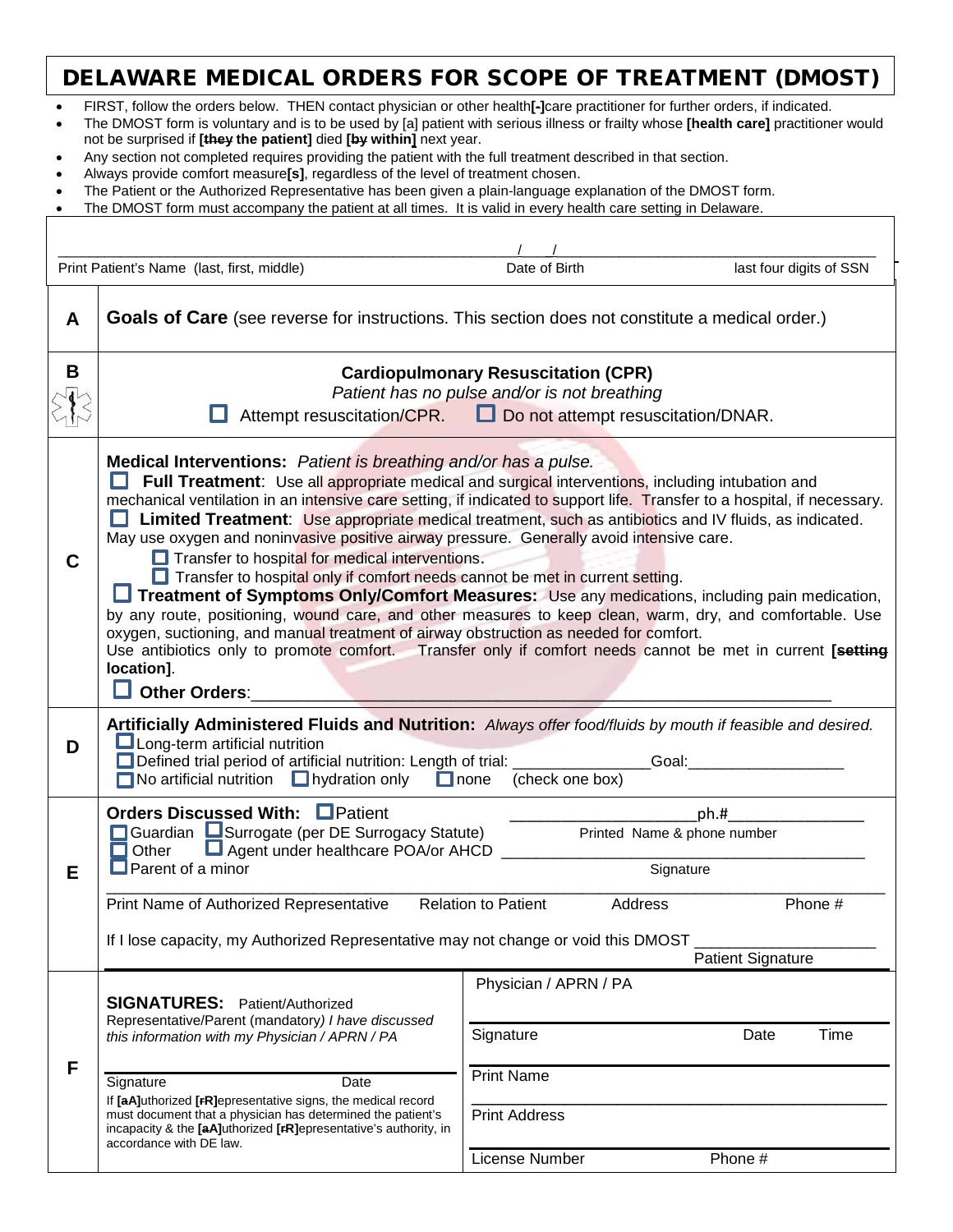# DELAWARE MEDICAL ORDERS FOR SCOPE OF TREATMENT (DMOST)

- FIRST, follow the orders below. THEN contact physician or other health**[-]**care practitioner for further orders, if indicated.
- The DMOST form is voluntary and is to be used by [a] patient with serious illness or frailty whose **[health care]** practitioner would not be surprised if **[~~they~~ the patient]** died **[~~by~~ within]** next year.
- Any section not completed requires providing the patient with the full treatment described in that section.
- Always provide comfort measure**[s]**, regardless of the level of treatment chosen.
- The Patient or the Authorized Representative has been given a plain-language explanation of the DMOST form.
- The DMOST form must accompany the patient at all times. It is valid in every health care setting in Delaware.

| Print Patient's Name (last, first, middle) | Date of Birth | last four digits of SSN |
|---|---|---|
| | / / | |

| | |
|---|---|
| **A** | **Goals of Care** (see reverse for instructions. This section does not constitute a medical order.) |
| **B** | **Cardiopulmonary Resuscitation (CPR)**<br>*Patient has no pulse and/or is not breathing*<br>☐ Attempt resuscitation/CPR. ☐ Do not attempt resuscitation/DNAR. |
| **C** | **Medical Interventions:** *Patient is breathing and/or has a pulse.*<br>☐ **Full Treatment**: Use all appropriate medical and surgical interventions, including intubation and mechanical ventilation in an intensive care setting, if indicated to support life. Transfer to a hospital, if necessary.<br>☐ **Limited Treatment**: Use appropriate medical treatment, such as antibiotics and IV fluids, as indicated. May use oxygen and noninvasive positive airway pressure. Generally avoid intensive care.<br>☐ Transfer to hospital for medical interventions.<br>☐ Transfer to hospital only if comfort needs cannot be met in current setting.<br>☐ **Treatment of Symptoms Only/Comfort Measures:** Use any medications, including pain medication, by any route, positioning, wound care, and other measures to keep clean, warm, dry, and comfortable. Use oxygen, suctioning, and manual treatment of airway obstruction as needed for comfort. Use antibiotics only to promote comfort. Transfer only if comfort needs cannot be met in current **[~~setting~~ location]**.<br>☐ **Other Orders**:_______________ |
| **D** | **Artificially Administered Fluids and Nutrition:** *Always offer food/fluids by mouth if feasible and desired.*<br>☐ Long-term artificial nutrition<br>☐ Defined trial period of artificial nutrition: Length of trial: _______________ Goal: _______________<br>☐ No artificial nutrition ☐ hydration only ☐ none (check one box) |
| **E** | **Orders Discussed With:** ☐ Patient _______________ ph.# _______________ Printed Name & phone number<br>☐ Guardian ☐ Surrogate (per DE Surrogacy Statute)<br>☐ Other ☐ Agent under healthcare POA/or AHCD _______________ Signature<br>☐ Parent of a minor<br>_______________<br>Print Name of Authorized Representative — Relation to Patient — Address — Phone #<br>If I lose capacity, my Authorized Representative may not change or void this DMOST _______________ Patient Signature |
| **F** | **SIGNATURES:** Patient/Authorized Representative/Parent (mandatory) *I have discussed this information with my Physician / APRN / PA*<br>_______________<br>Signature — Date<br>If **[~~a~~A]**uthorized **[~~r~~R]**epresentative signs, the medical record must document that a physician has determined the patient's incapacity & the **[~~a~~A]**uthorized **[~~r~~R]**epresentative's authority, in accordance with DE law.<br><br>Physician / APRN / PA<br>_______________<br>Signature — Date — Time<br>_______________<br>Print Name<br>_______________<br>Print Address<br>_______________<br>License Number — Phone # |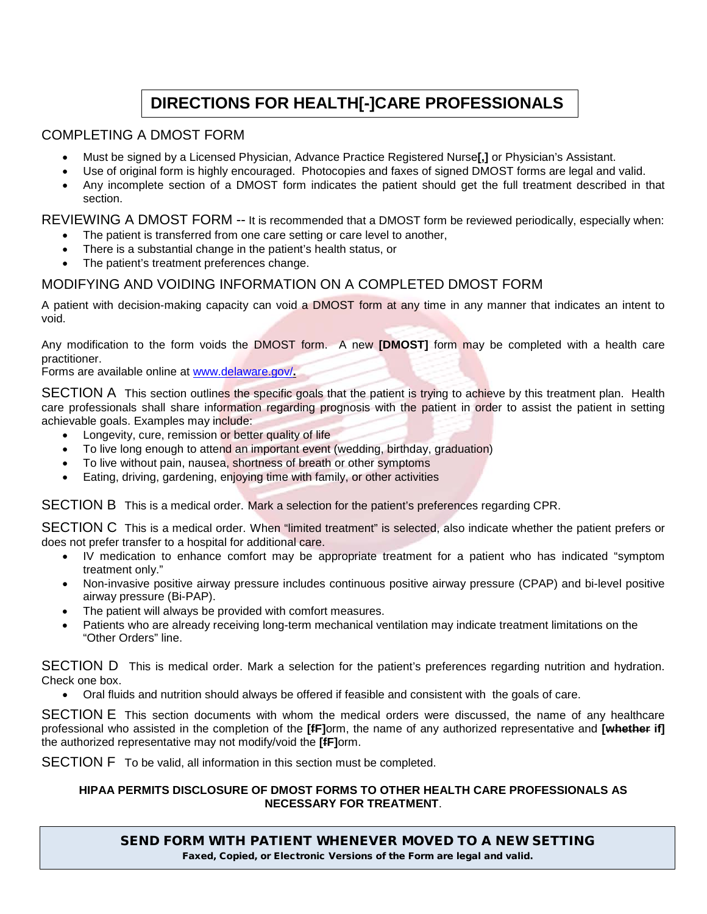# DIRECTIONS FOR HEALTH[-]CARE PROFESSIONALS

## COMPLETING A DMOST FORM

- Must be signed by a Licensed Physician, Advance Practice Registered Nurse**[,]** or Physician's Assistant.
- Use of original form is highly encouraged. Photocopies and faxes of signed DMOST forms are legal and valid.
- Any incomplete section of a DMOST form indicates the patient should get the full treatment described in that section.

## REVIEWING A DMOST FORM -- It is recommended that a DMOST form be reviewed periodically, especially when:

- The patient is transferred from one care setting or care level to another,
- There is a substantial change in the patient's health status, or
- The patient's treatment preferences change.

## MODIFYING AND VOIDING INFORMATION ON A COMPLETED DMOST FORM

A patient with decision-making capacity can void a DMOST form at any time in any manner that indicates an intent to void.

Any modification to the form voids the DMOST form. A new **[DMOST]** form may be completed with a health care practitioner.
Forms are available online at www.delaware.gov/.

**SECTION A** This section outlines the specific goals that the patient is trying to achieve by this treatment plan. Health care professionals shall share information regarding prognosis with the patient in order to assist the patient in setting achievable goals. Examples may include:

- Longevity, cure, remission or better quality of life
- To live long enough to attend an important event (wedding, birthday, graduation)
- To live without pain, nausea, shortness of breath or other symptoms
- Eating, driving, gardening, enjoying time with family, or other activities

**SECTION B** This is a medical order. Mark a selection for the patient's preferences regarding CPR.

**SECTION C** This is a medical order. When "limited treatment" is selected, also indicate whether the patient prefers or does not prefer transfer to a hospital for additional care.

- IV medication to enhance comfort may be appropriate treatment for a patient who has indicated "symptom treatment only."
- Non-invasive positive airway pressure includes continuous positive airway pressure (CPAP) and bi-level positive airway pressure (Bi-PAP).
- The patient will always be provided with comfort measures.
- Patients who are already receiving long-term mechanical ventilation may indicate treatment limitations on the "Other Orders" line.

**SECTION D** This is medical order. Mark a selection for the patient's preferences regarding nutrition and hydration. Check one box.

- Oral fluids and nutrition should always be offered if feasible and consistent with the goals of care.

**SECTION E** This section documents with whom the medical orders were discussed, the name of any healthcare professional who assisted in the completion of the **[fF]**orm, the name of any authorized representative and **[~~whether~~ if]** the authorized representative may not modify/void the **[fF]**orm.

**SECTION F** To be valid, all information in this section must be completed.

**HIPAA PERMITS DISCLOSURE OF DMOST FORMS TO OTHER HEALTH CARE PROFESSIONALS AS NECESSARY FOR TREATMENT**.

**SEND FORM WITH PATIENT WHENEVER MOVED TO A NEW SETTING**

**Faxed, Copied, or Electronic Versions of the Form are legal and valid.**